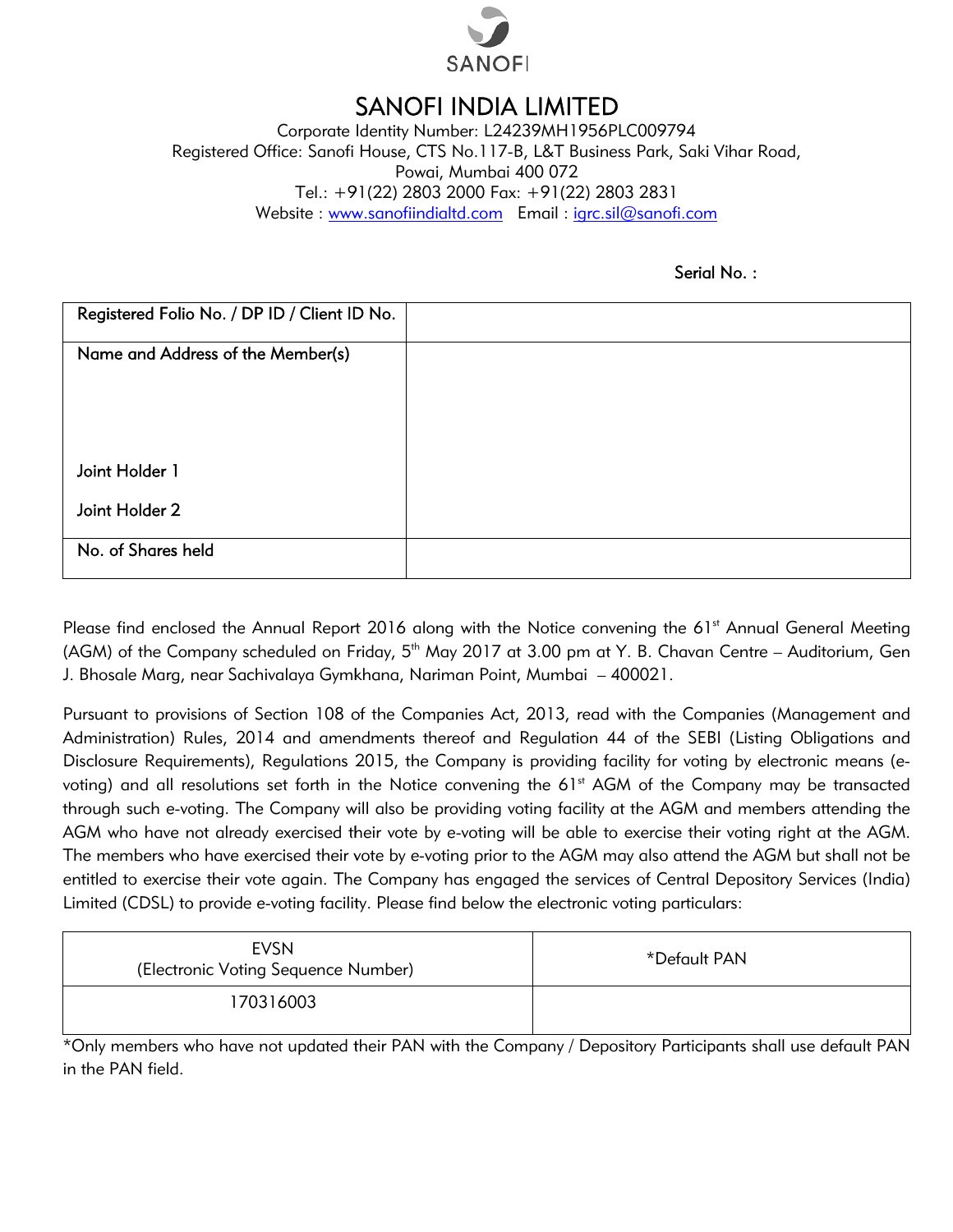SANOFI

# SANOFI INDIA LIMITED

Corporate Identity Number: L24239MH1956PLC009794
Registered Office: Sanofi House, CTS No.117-B, L&T Business Park, Saki Vihar Road, Powai, Mumbai 400 072
Tel.: +91(22) 2803 2000 Fax: +91(22) 2803 2831
Website : www.sanofiindialtd.com Email : igrc.sil@sanofi.com

Serial No. :

| Registered Folio No. / DP ID / Client ID No. | |
|---|---|
| Name and Address of the Member(s)<br><br>Joint Holder 1<br><br>Joint Holder 2 | |
| No. of Shares held | |

Please find enclosed the Annual Report 2016 along with the Notice convening the 61st Annual General Meeting (AGM) of the Company scheduled on Friday, 5th May 2017 at 3.00 pm at Y. B. Chavan Centre – Auditorium, Gen J. Bhosale Marg, near Sachivalaya Gymkhana, Nariman Point, Mumbai – 400021.

Pursuant to provisions of Section 108 of the Companies Act, 2013, read with the Companies (Management and Administration) Rules, 2014 and amendments thereof and Regulation 44 of the SEBI (Listing Obligations and Disclosure Requirements), Regulations 2015, the Company is providing facility for voting by electronic means (e-voting) and all resolutions set forth in the Notice convening the 61st AGM of the Company may be transacted through such e-voting. The Company will also be providing voting facility at the AGM and members attending the AGM who have not already exercised their vote by e-voting will be able to exercise their voting right at the AGM. The members who have exercised their vote by e-voting prior to the AGM may also attend the AGM but shall not be entitled to exercise their vote again. The Company has engaged the services of Central Depository Services (India) Limited (CDSL) to provide e-voting facility. Please find below the electronic voting particulars:

| EVSN<br>(Electronic Voting Sequence Number) | *Default PAN |
|---|---|
| 170316003 | |

*Only members who have not updated their PAN with the Company / Depository Participants shall use default PAN in the PAN field.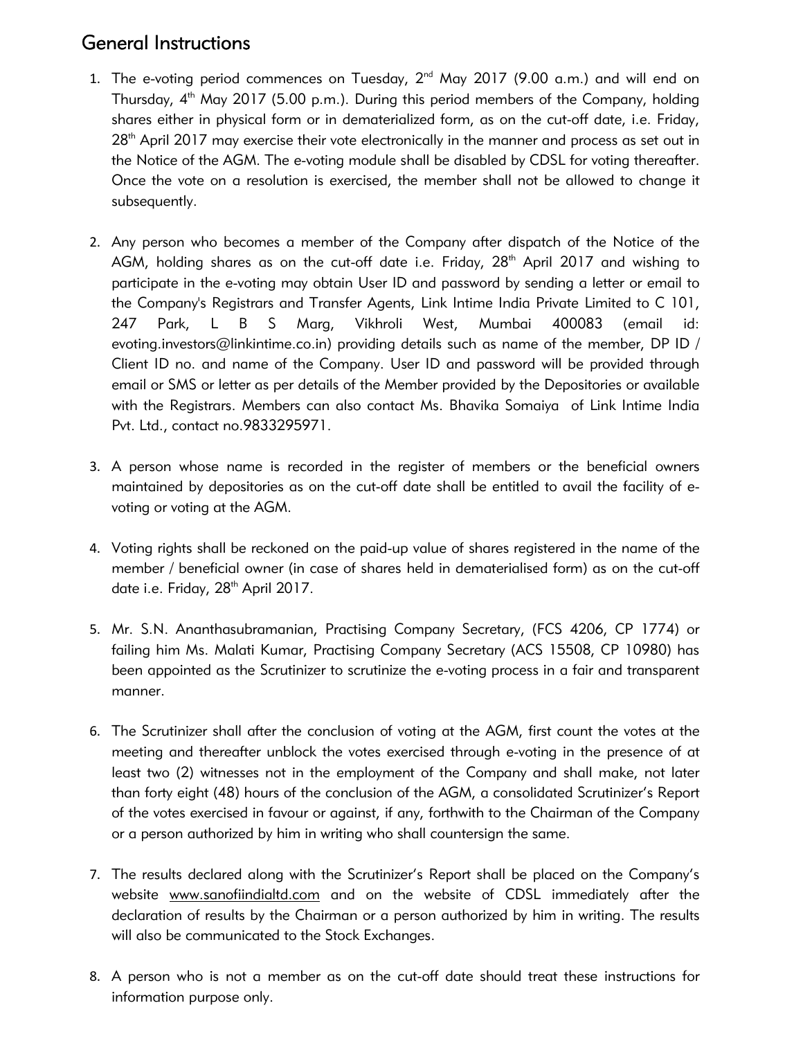## General Instructions

1. The e-voting period commences on Tuesday, 2nd May 2017 (9.00 a.m.) and will end on Thursday, 4th May 2017 (5.00 p.m.). During this period members of the Company, holding shares either in physical form or in dematerialized form, as on the cut-off date, i.e. Friday, 28th April 2017 may exercise their vote electronically in the manner and process as set out in the Notice of the AGM. The e-voting module shall be disabled by CDSL for voting thereafter. Once the vote on a resolution is exercised, the member shall not be allowed to change it subsequently.

2. Any person who becomes a member of the Company after dispatch of the Notice of the AGM, holding shares as on the cut-off date i.e. Friday, 28th April 2017 and wishing to participate in the e-voting may obtain User ID and password by sending a letter or email to the Company's Registrars and Transfer Agents, Link Intime India Private Limited to C 101, 247 Park, L B S Marg, Vikhroli West, Mumbai 400083 (email id: evoting.investors@linkintime.co.in) providing details such as name of the member, DP ID / Client ID no. and name of the Company. User ID and password will be provided through email or SMS or letter as per details of the Member provided by the Depositories or available with the Registrars. Members can also contact Ms. Bhavika Somaiya of Link Intime India Pvt. Ltd., contact no.9833295971.

3. A person whose name is recorded in the register of members or the beneficial owners maintained by depositories as on the cut-off date shall be entitled to avail the facility of e-voting or voting at the AGM.

4. Voting rights shall be reckoned on the paid-up value of shares registered in the name of the member / beneficial owner (in case of shares held in dematerialised form) as on the cut-off date i.e. Friday, 28th April 2017.

5. Mr. S.N. Ananthasubramanian, Practising Company Secretary, (FCS 4206, CP 1774) or failing him Ms. Malati Kumar, Practising Company Secretary (ACS 15508, CP 10980) has been appointed as the Scrutinizer to scrutinize the e-voting process in a fair and transparent manner.

6. The Scrutinizer shall after the conclusion of voting at the AGM, first count the votes at the meeting and thereafter unblock the votes exercised through e-voting in the presence of at least two (2) witnesses not in the employment of the Company and shall make, not later than forty eight (48) hours of the conclusion of the AGM, a consolidated Scrutinizer's Report of the votes exercised in favour or against, if any, forthwith to the Chairman of the Company or a person authorized by him in writing who shall countersign the same.

7. The results declared along with the Scrutinizer's Report shall be placed on the Company's website www.sanofiindialtd.com and on the website of CDSL immediately after the declaration of results by the Chairman or a person authorized by him in writing. The results will also be communicated to the Stock Exchanges.

8. A person who is not a member as on the cut-off date should treat these instructions for information purpose only.